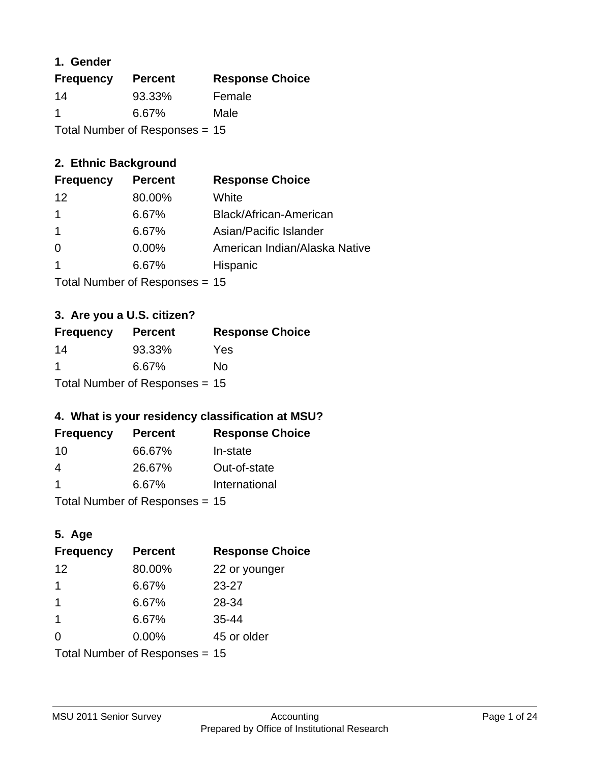### 1. Gender

| Frequency | Percent | Response Choice |
|---|---|---|
| 14 | 93.33% | Female |
| 1 | 6.67% | Male |

Total Number of Responses = 15

### 2. Ethnic Background

| Frequency | Percent | Response Choice |
|---|---|---|
| 12 | 80.00% | White |
| 1 | 6.67% | Black/African-American |
| 1 | 6.67% | Asian/Pacific Islander |
| 0 | 0.00% | American Indian/Alaska Native |
| 1 | 6.67% | Hispanic |

Total Number of Responses = 15

### 3. Are you a U.S. citizen?

| Frequency | Percent | Response Choice |
|---|---|---|
| 14 | 93.33% | Yes |
| 1 | 6.67% | No |

Total Number of Responses = 15

### 4. What is your residency classification at MSU?

| Frequency | Percent | Response Choice |
|---|---|---|
| 10 | 66.67% | In-state |
| 4 | 26.67% | Out-of-state |
| 1 | 6.67% | International |

Total Number of Responses = 15

### 5. Age

| Frequency | Percent | Response Choice |
|---|---|---|
| 12 | 80.00% | 22 or younger |
| 1 | 6.67% | 23-27 |
| 1 | 6.67% | 28-34 |
| 1 | 6.67% | 35-44 |
| 0 | 0.00% | 45 or older |

Total Number of Responses = 15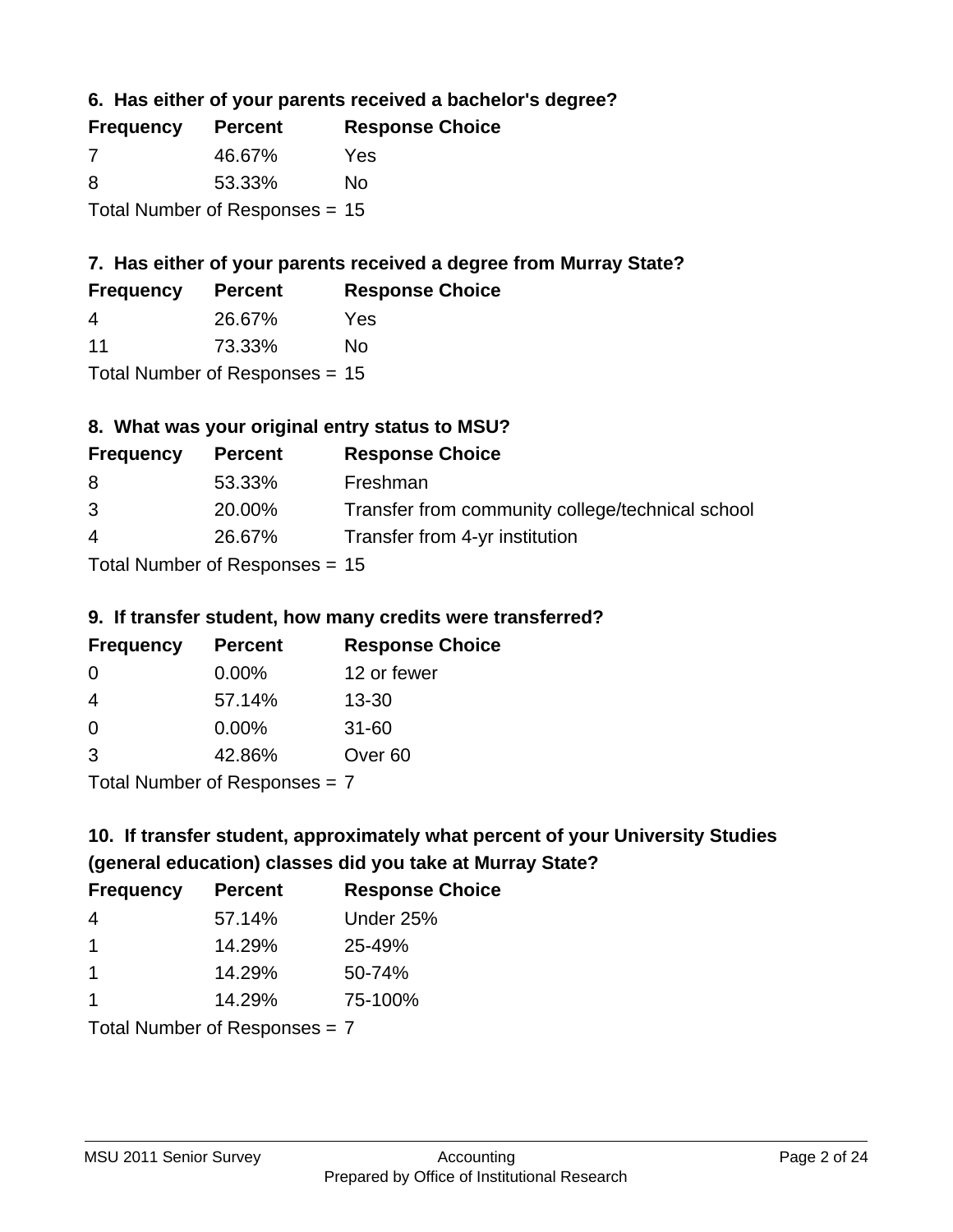### 6. Has either of your parents received a bachelor's degree?

| Frequency | Percent | Response Choice |
| --- | --- | --- |
| 7 | 46.67% | Yes |
| 8 | 53.33% | No |

Total Number of Responses = 15

### 7. Has either of your parents received a degree from Murray State?

| Frequency | Percent | Response Choice |
| --- | --- | --- |
| 4 | 26.67% | Yes |
| 11 | 73.33% | No |

Total Number of Responses = 15

### 8. What was your original entry status to MSU?

| Frequency | Percent | Response Choice |
| --- | --- | --- |
| 8 | 53.33% | Freshman |
| 3 | 20.00% | Transfer from community college/technical school |
| 4 | 26.67% | Transfer from 4-yr institution |

Total Number of Responses = 15

### 9. If transfer student, how many credits were transferred?

| Frequency | Percent | Response Choice |
| --- | --- | --- |
| 0 | 0.00% | 12 or fewer |
| 4 | 57.14% | 13-30 |
| 0 | 0.00% | 31-60 |
| 3 | 42.86% | Over 60 |

Total Number of Responses = 7

### 10. If transfer student, approximately what percent of your University Studies (general education) classes did you take at Murray State?

| Frequency | Percent | Response Choice |
| --- | --- | --- |
| 4 | 57.14% | Under 25% |
| 1 | 14.29% | 25-49% |
| 1 | 14.29% | 50-74% |
| 1 | 14.29% | 75-100% |

Total Number of Responses = 7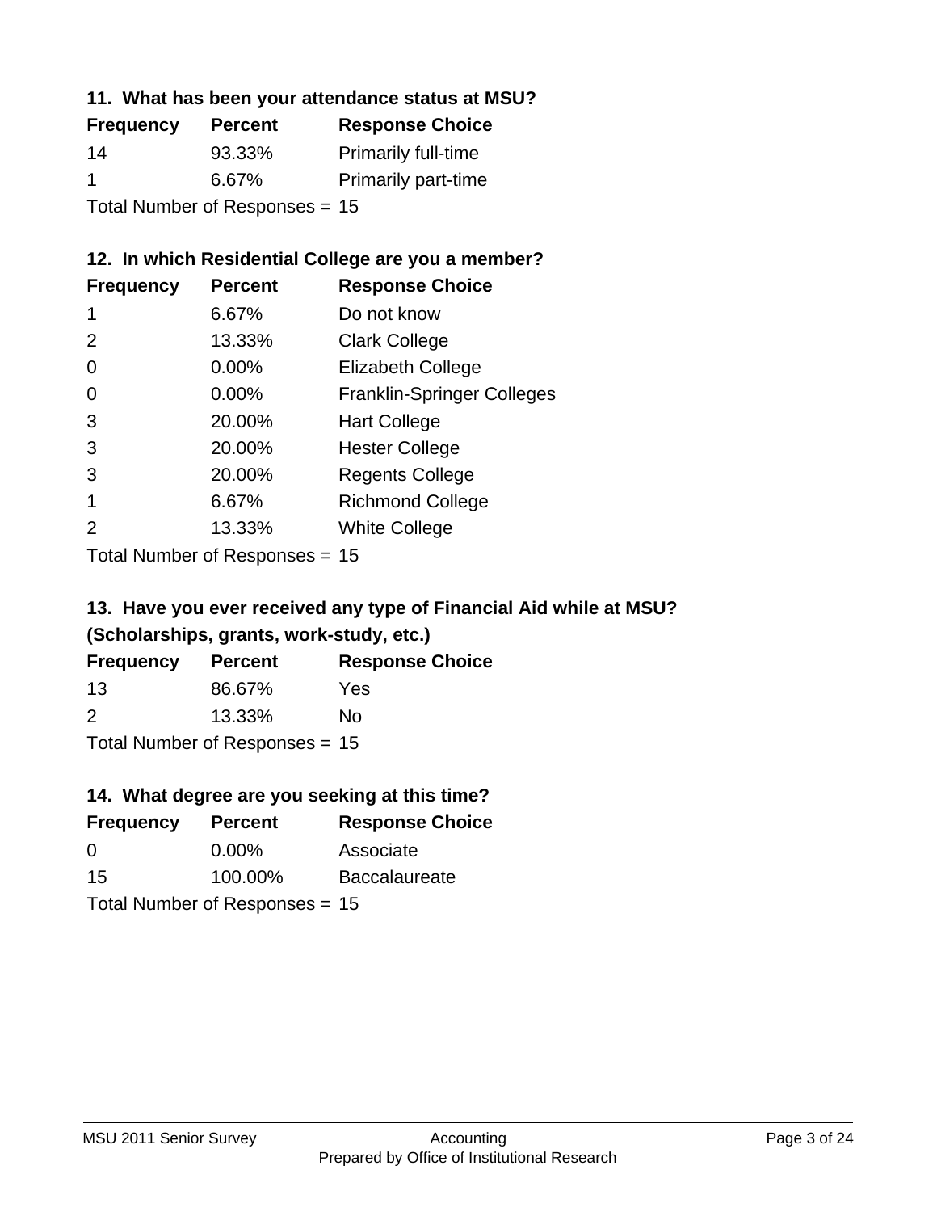### 11. What has been your attendance status at MSU?

| Frequency | Percent | Response Choice |
| --- | --- | --- |
| 14 | 93.33% | Primarily full-time |
| 1 | 6.67% | Primarily part-time |

Total Number of Responses = 15

### 12. In which Residential College are you a member?

| Frequency | Percent | Response Choice |
| --- | --- | --- |
| 1 | 6.67% | Do not know |
| 2 | 13.33% | Clark College |
| 0 | 0.00% | Elizabeth College |
| 0 | 0.00% | Franklin-Springer Colleges |
| 3 | 20.00% | Hart College |
| 3 | 20.00% | Hester College |
| 3 | 20.00% | Regents College |
| 1 | 6.67% | Richmond College |
| 2 | 13.33% | White College |

Total Number of Responses = 15

### 13. Have you ever received any type of Financial Aid while at MSU? (Scholarships, grants, work-study, etc.)

| Frequency | Percent | Response Choice |
| --- | --- | --- |
| 13 | 86.67% | Yes |
| 2 | 13.33% | No |

Total Number of Responses = 15

### 14. What degree are you seeking at this time?

| Frequency | Percent | Response Choice |
| --- | --- | --- |
| 0 | 0.00% | Associate |
| 15 | 100.00% | Baccalaureate |

Total Number of Responses = 15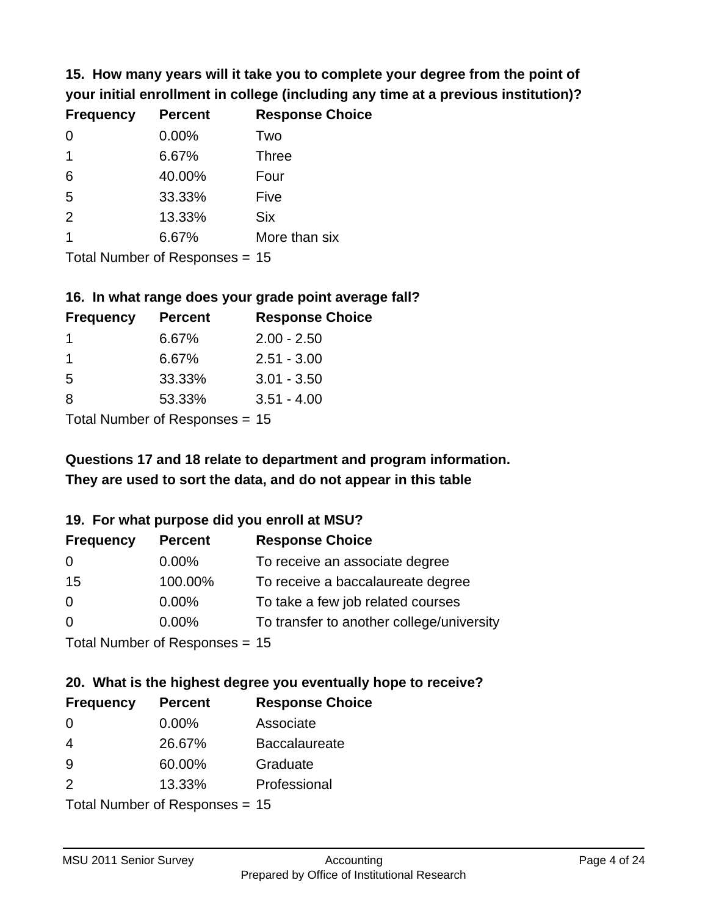### 15. How many years will it take you to complete your degree from the point of your initial enrollment in college (including any time at a previous institution)?

| Frequency | Percent | Response Choice |
|---|---|---|
| 0 | 0.00% | Two |
| 1 | 6.67% | Three |
| 6 | 40.00% | Four |
| 5 | 33.33% | Five |
| 2 | 13.33% | Six |
| 1 | 6.67% | More than six |

Total Number of Responses = 15

### 16. In what range does your grade point average fall?

| Frequency | Percent | Response Choice |
|---|---|---|
| 1 | 6.67% | 2.00 - 2.50 |
| 1 | 6.67% | 2.51 - 3.00 |
| 5 | 33.33% | 3.01 - 3.50 |
| 8 | 53.33% | 3.51 - 4.00 |

Total Number of Responses = 15

**Questions 17 and 18 relate to department and program information. They are used to sort the data, and do not appear in this table**

### 19. For what purpose did you enroll at MSU?

| Frequency | Percent | Response Choice |
|---|---|---|
| 0 | 0.00% | To receive an associate degree |
| 15 | 100.00% | To receive a baccalaureate degree |
| 0 | 0.00% | To take a few job related courses |
| 0 | 0.00% | To transfer to another college/university |

Total Number of Responses = 15

### 20. What is the highest degree you eventually hope to receive?

| Frequency | Percent | Response Choice |
|---|---|---|
| 0 | 0.00% | Associate |
| 4 | 26.67% | Baccalaureate |
| 9 | 60.00% | Graduate |
| 2 | 13.33% | Professional |

Total Number of Responses = 15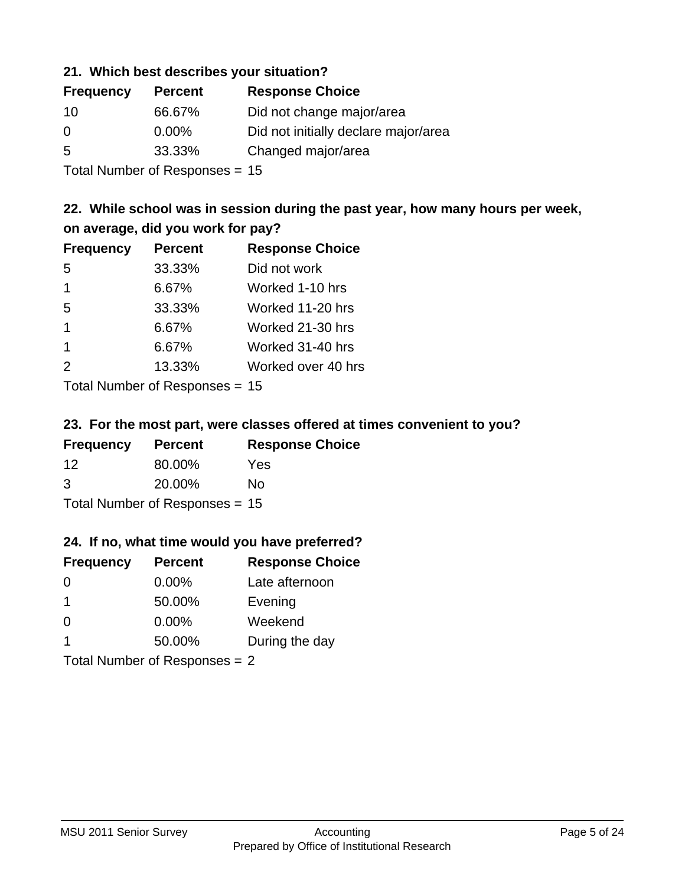### 21. Which best describes your situation?

| Frequency | Percent | Response Choice |
|---|---|---|
| 10 | 66.67% | Did not change major/area |
| 0 | 0.00% | Did not initially declare major/area |
| 5 | 33.33% | Changed major/area |

Total Number of Responses = 15

### 22. While school was in session during the past year, how many hours per week, on average, did you work for pay?

| Frequency | Percent | Response Choice |
|---|---|---|
| 5 | 33.33% | Did not work |
| 1 | 6.67% | Worked 1-10 hrs |
| 5 | 33.33% | Worked 11-20 hrs |
| 1 | 6.67% | Worked 21-30 hrs |
| 1 | 6.67% | Worked 31-40 hrs |
| 2 | 13.33% | Worked over 40 hrs |

Total Number of Responses = 15

### 23. For the most part, were classes offered at times convenient to you?

| Frequency | Percent | Response Choice |
|---|---|---|
| 12 | 80.00% | Yes |
| 3 | 20.00% | No |

Total Number of Responses = 15

### 24. If no, what time would you have preferred?

| Frequency | Percent | Response Choice |
|---|---|---|
| 0 | 0.00% | Late afternoon |
| 1 | 50.00% | Evening |
| 0 | 0.00% | Weekend |
| 1 | 50.00% | During the day |

Total Number of Responses = 2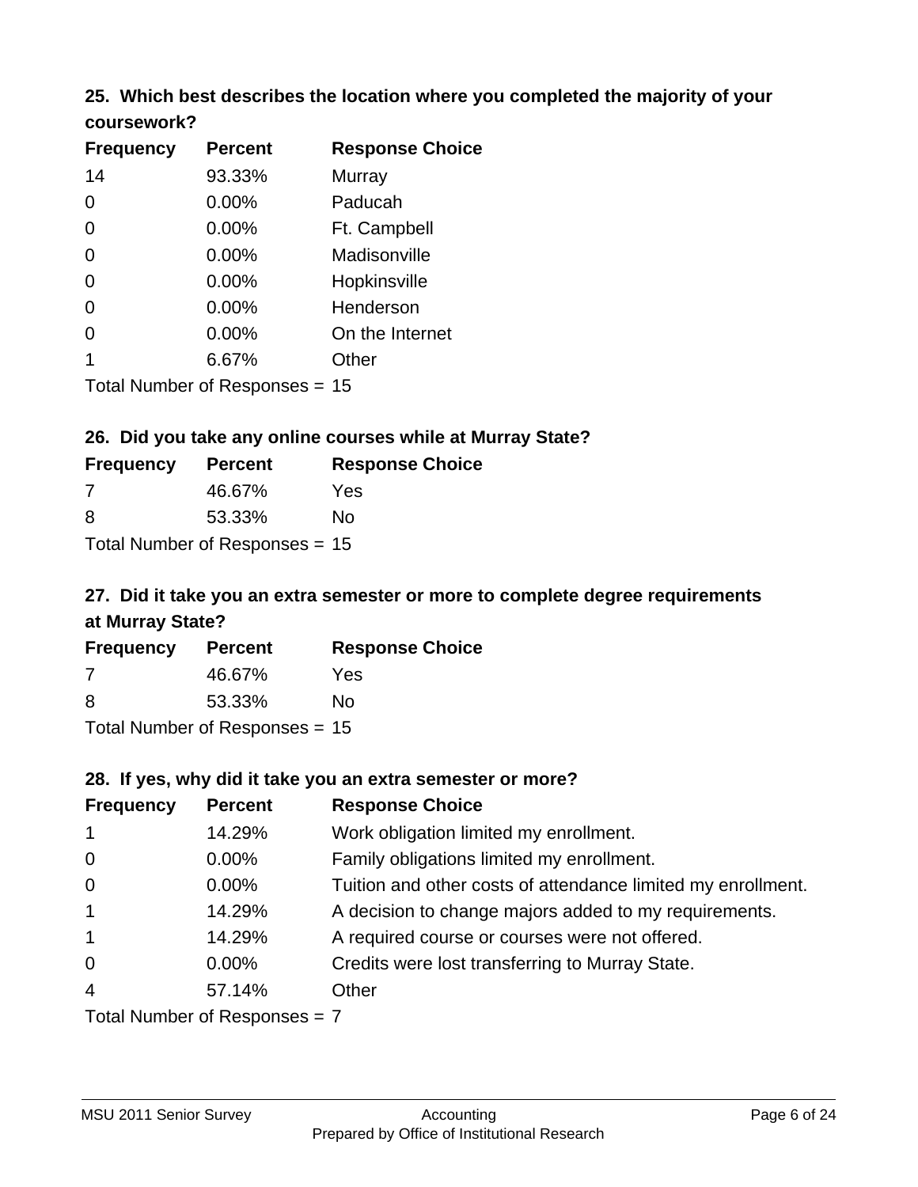### 25. Which best describes the location where you completed the majority of your coursework?

| Frequency | Percent | Response Choice |
|---|---|---|
| 14 | 93.33% | Murray |
| 0 | 0.00% | Paducah |
| 0 | 0.00% | Ft. Campbell |
| 0 | 0.00% | Madisonville |
| 0 | 0.00% | Hopkinsville |
| 0 | 0.00% | Henderson |
| 0 | 0.00% | On the Internet |
| 1 | 6.67% | Other |

Total Number of Responses = 15

### 26. Did you take any online courses while at Murray State?

| Frequency | Percent | Response Choice |
|---|---|---|
| 7 | 46.67% | Yes |
| 8 | 53.33% | No |

Total Number of Responses = 15

### 27. Did it take you an extra semester or more to complete degree requirements at Murray State?

| Frequency | Percent | Response Choice |
|---|---|---|
| 7 | 46.67% | Yes |
| 8 | 53.33% | No |

Total Number of Responses = 15

### 28. If yes, why did it take you an extra semester or more?

| Frequency | Percent | Response Choice |
|---|---|---|
| 1 | 14.29% | Work obligation limited my enrollment. |
| 0 | 0.00% | Family obligations limited my enrollment. |
| 0 | 0.00% | Tuition and other costs of attendance limited my enrollment. |
| 1 | 14.29% | A decision to change majors added to my requirements. |
| 1 | 14.29% | A required course or courses were not offered. |
| 0 | 0.00% | Credits were lost transferring to Murray State. |
| 4 | 57.14% | Other |

Total Number of Responses = 7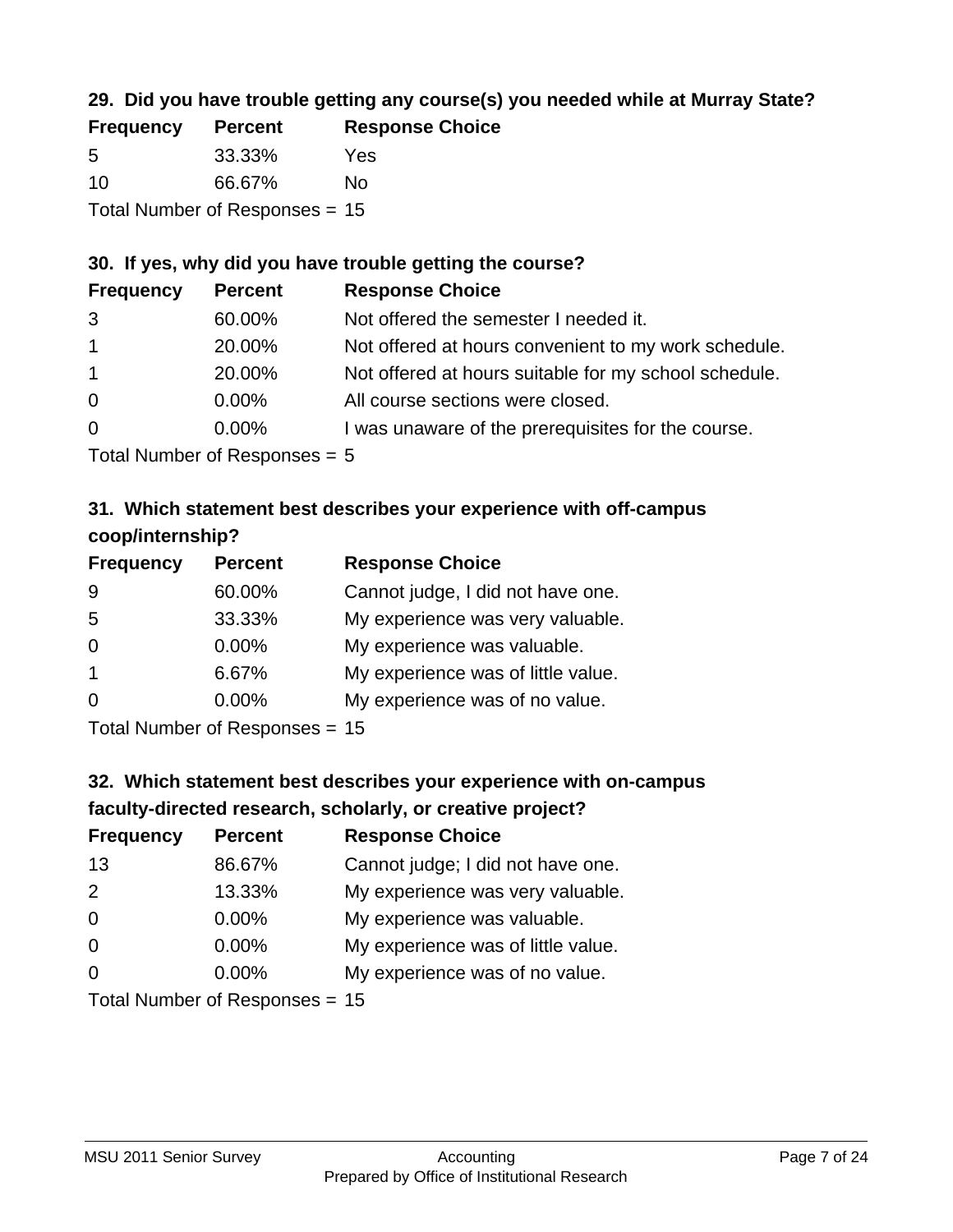### 29. Did you have trouble getting any course(s) you needed while at Murray State?

| Frequency | Percent | Response Choice |
|---|---|---|
| 5 | 33.33% | Yes |
| 10 | 66.67% | No |

Total Number of Responses = 15

### 30. If yes, why did you have trouble getting the course?

| Frequency | Percent | Response Choice |
|---|---|---|
| 3 | 60.00% | Not offered the semester I needed it. |
| 1 | 20.00% | Not offered at hours convenient to my work schedule. |
| 1 | 20.00% | Not offered at hours suitable for my school schedule. |
| 0 | 0.00% | All course sections were closed. |
| 0 | 0.00% | I was unaware of the prerequisites for the course. |

Total Number of Responses = 5

### 31. Which statement best describes your experience with off-campus coop/internship?

| Frequency | Percent | Response Choice |
|---|---|---|
| 9 | 60.00% | Cannot judge, I did not have one. |
| 5 | 33.33% | My experience was very valuable. |
| 0 | 0.00% | My experience was valuable. |
| 1 | 6.67% | My experience was of little value. |
| 0 | 0.00% | My experience was of no value. |

Total Number of Responses = 15

### 32. Which statement best describes your experience with on-campus faculty-directed research, scholarly, or creative project?

| Frequency | Percent | Response Choice |
|---|---|---|
| 13 | 86.67% | Cannot judge; I did not have one. |
| 2 | 13.33% | My experience was very valuable. |
| 0 | 0.00% | My experience was valuable. |
| 0 | 0.00% | My experience was of little value. |
| 0 | 0.00% | My experience was of no value. |

Total Number of Responses = 15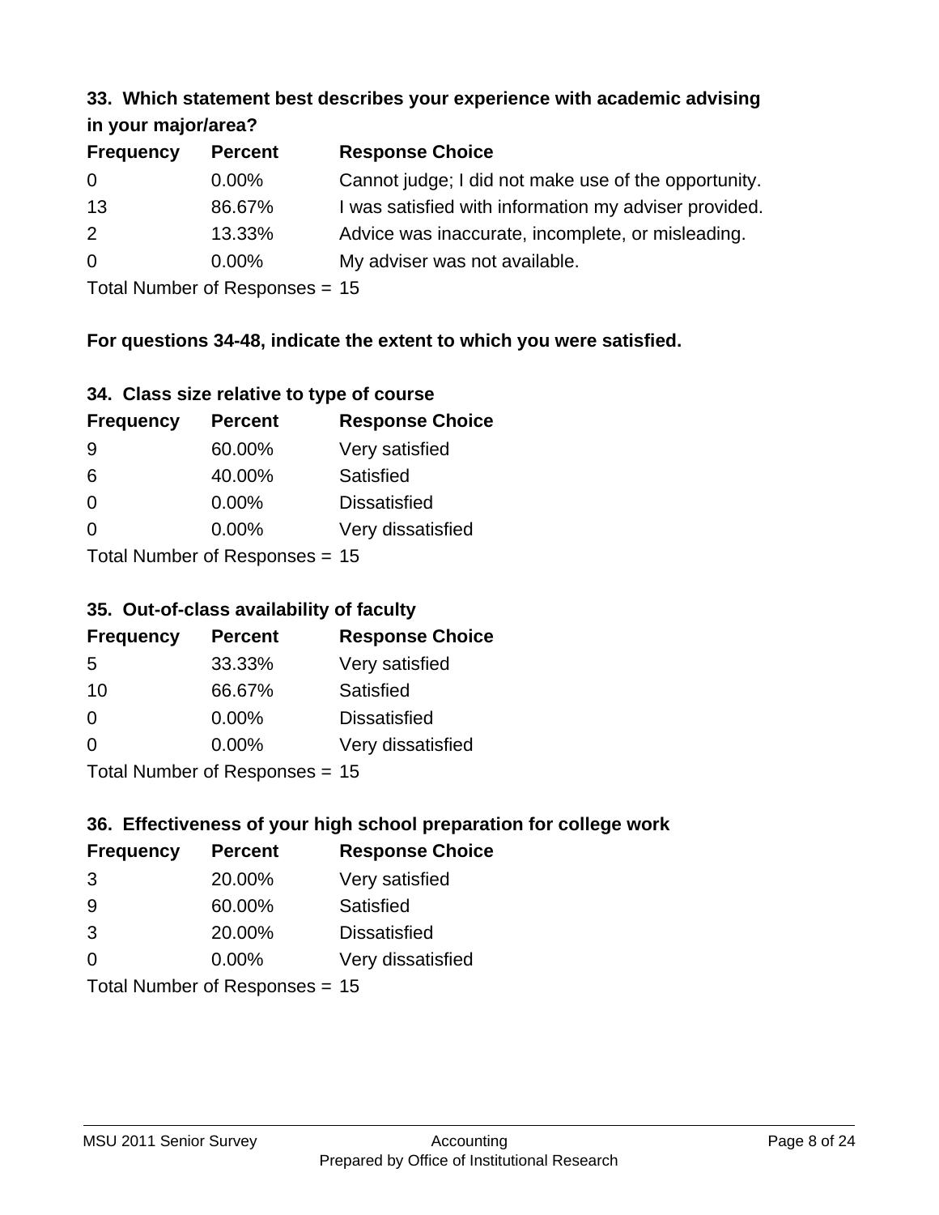### 33. Which statement best describes your experience with academic advising in your major/area?

| Frequency | Percent | Response Choice |
|---|---|---|
| 0 | 0.00% | Cannot judge; I did not make use of the opportunity. |
| 13 | 86.67% | I was satisfied with information my adviser provided. |
| 2 | 13.33% | Advice was inaccurate, incomplete, or misleading. |
| 0 | 0.00% | My adviser was not available. |

Total Number of Responses = 15

**For questions 34-48, indicate the extent to which you were satisfied.**

### 34. Class size relative to type of course

| Frequency | Percent | Response Choice |
|---|---|---|
| 9 | 60.00% | Very satisfied |
| 6 | 40.00% | Satisfied |
| 0 | 0.00% | Dissatisfied |
| 0 | 0.00% | Very dissatisfied |

Total Number of Responses = 15

### 35. Out-of-class availability of faculty

| Frequency | Percent | Response Choice |
|---|---|---|
| 5 | 33.33% | Very satisfied |
| 10 | 66.67% | Satisfied |
| 0 | 0.00% | Dissatisfied |
| 0 | 0.00% | Very dissatisfied |

Total Number of Responses = 15

### 36. Effectiveness of your high school preparation for college work

| Frequency | Percent | Response Choice |
|---|---|---|
| 3 | 20.00% | Very satisfied |
| 9 | 60.00% | Satisfied |
| 3 | 20.00% | Dissatisfied |
| 0 | 0.00% | Very dissatisfied |

Total Number of Responses = 15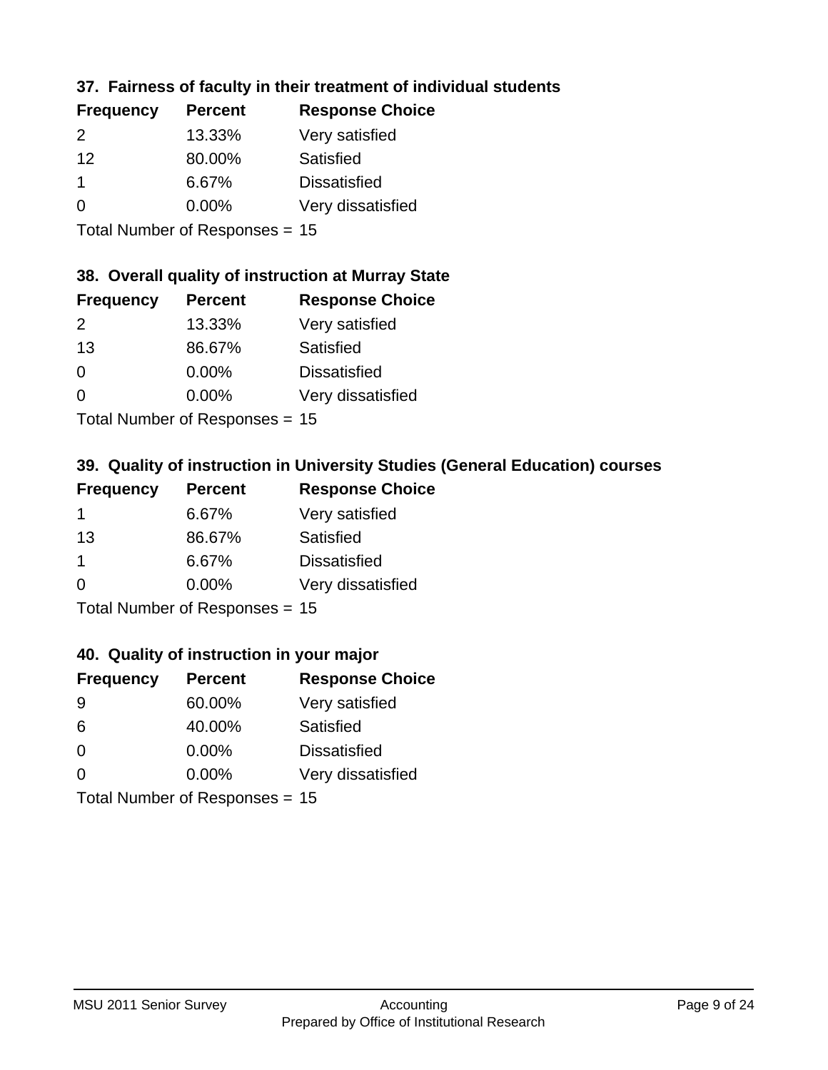### 37. Fairness of faculty in their treatment of individual students

| Frequency | Percent | Response Choice |
|---|---|---|
| 2 | 13.33% | Very satisfied |
| 12 | 80.00% | Satisfied |
| 1 | 6.67% | Dissatisfied |
| 0 | 0.00% | Very dissatisfied |

Total Number of Responses = 15

### 38. Overall quality of instruction at Murray State

| Frequency | Percent | Response Choice |
|---|---|---|
| 2 | 13.33% | Very satisfied |
| 13 | 86.67% | Satisfied |
| 0 | 0.00% | Dissatisfied |
| 0 | 0.00% | Very dissatisfied |

Total Number of Responses = 15

### 39. Quality of instruction in University Studies (General Education) courses

| Frequency | Percent | Response Choice |
|---|---|---|
| 1 | 6.67% | Very satisfied |
| 13 | 86.67% | Satisfied |
| 1 | 6.67% | Dissatisfied |
| 0 | 0.00% | Very dissatisfied |

Total Number of Responses = 15

### 40. Quality of instruction in your major

| Frequency | Percent | Response Choice |
|---|---|---|
| 9 | 60.00% | Very satisfied |
| 6 | 40.00% | Satisfied |
| 0 | 0.00% | Dissatisfied |
| 0 | 0.00% | Very dissatisfied |

Total Number of Responses = 15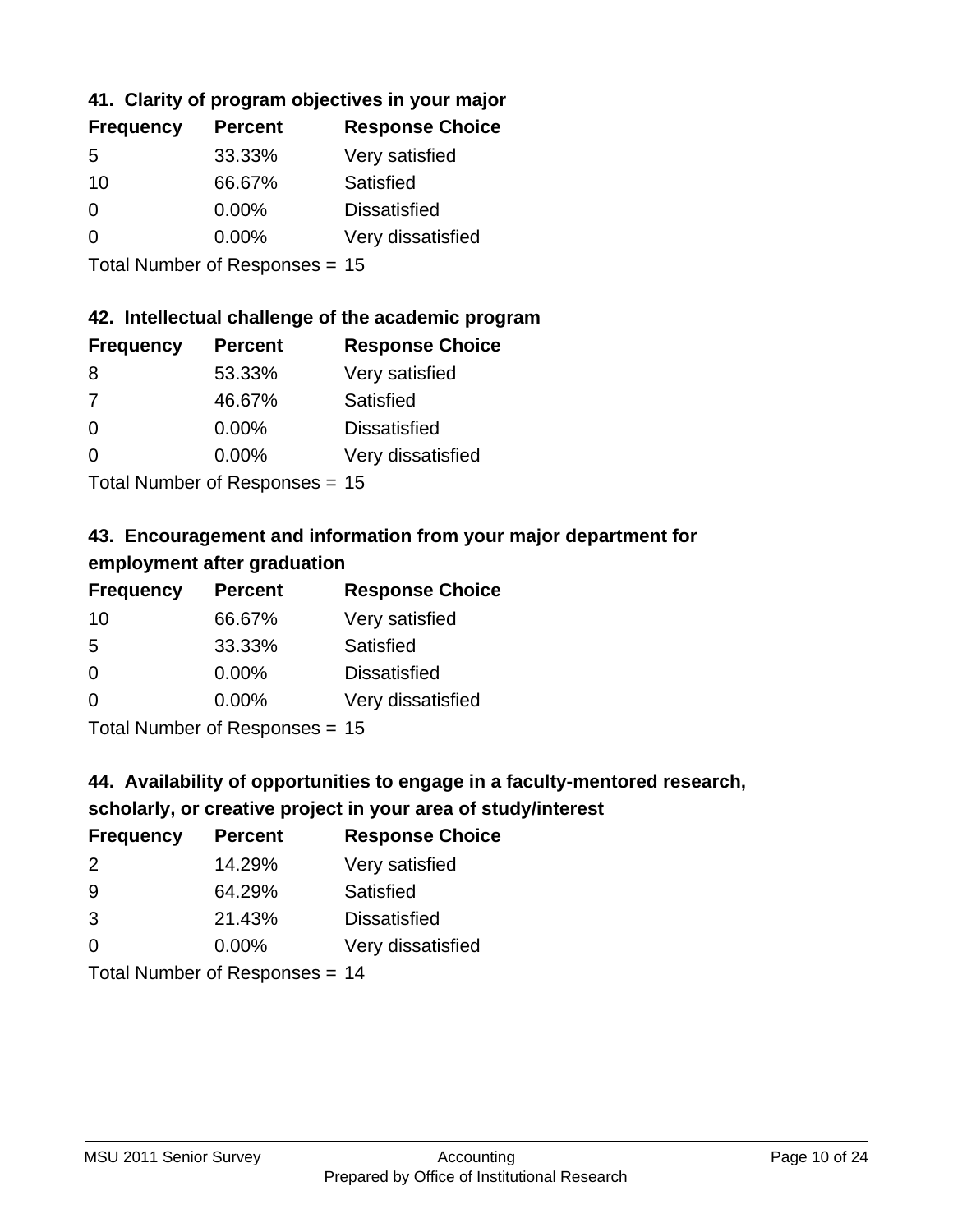### 41. Clarity of program objectives in your major

| Frequency | Percent | Response Choice |
|---|---|---|
| 5 | 33.33% | Very satisfied |
| 10 | 66.67% | Satisfied |
| 0 | 0.00% | Dissatisfied |
| 0 | 0.00% | Very dissatisfied |

Total Number of Responses = 15

### 42. Intellectual challenge of the academic program

| Frequency | Percent | Response Choice |
|---|---|---|
| 8 | 53.33% | Very satisfied |
| 7 | 46.67% | Satisfied |
| 0 | 0.00% | Dissatisfied |
| 0 | 0.00% | Very dissatisfied |

Total Number of Responses = 15

### 43. Encouragement and information from your major department for employment after graduation

| Frequency | Percent | Response Choice |
|---|---|---|
| 10 | 66.67% | Very satisfied |
| 5 | 33.33% | Satisfied |
| 0 | 0.00% | Dissatisfied |
| 0 | 0.00% | Very dissatisfied |

Total Number of Responses = 15

### 44. Availability of opportunities to engage in a faculty-mentored research, scholarly, or creative project in your area of study/interest

| Frequency | Percent | Response Choice |
|---|---|---|
| 2 | 14.29% | Very satisfied |
| 9 | 64.29% | Satisfied |
| 3 | 21.43% | Dissatisfied |
| 0 | 0.00% | Very dissatisfied |

Total Number of Responses = 14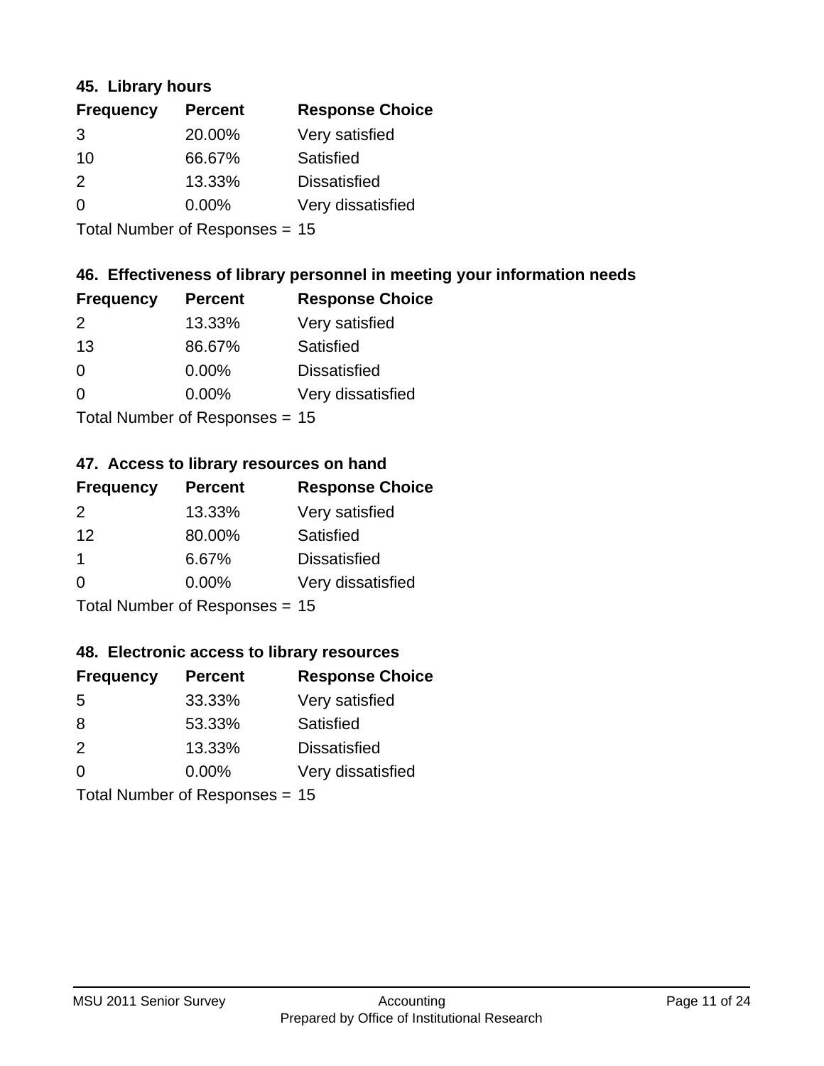### 45. Library hours

| Frequency | Percent | Response Choice |
| --- | --- | --- |
| 3 | 20.00% | Very satisfied |
| 10 | 66.67% | Satisfied |
| 2 | 13.33% | Dissatisfied |
| 0 | 0.00% | Very dissatisfied |

Total Number of Responses = 15

### 46. Effectiveness of library personnel in meeting your information needs

| Frequency | Percent | Response Choice |
| --- | --- | --- |
| 2 | 13.33% | Very satisfied |
| 13 | 86.67% | Satisfied |
| 0 | 0.00% | Dissatisfied |
| 0 | 0.00% | Very dissatisfied |

Total Number of Responses = 15

### 47. Access to library resources on hand

| Frequency | Percent | Response Choice |
| --- | --- | --- |
| 2 | 13.33% | Very satisfied |
| 12 | 80.00% | Satisfied |
| 1 | 6.67% | Dissatisfied |
| 0 | 0.00% | Very dissatisfied |

Total Number of Responses = 15

### 48. Electronic access to library resources

| Frequency | Percent | Response Choice |
| --- | --- | --- |
| 5 | 33.33% | Very satisfied |
| 8 | 53.33% | Satisfied |
| 2 | 13.33% | Dissatisfied |
| 0 | 0.00% | Very dissatisfied |

Total Number of Responses = 15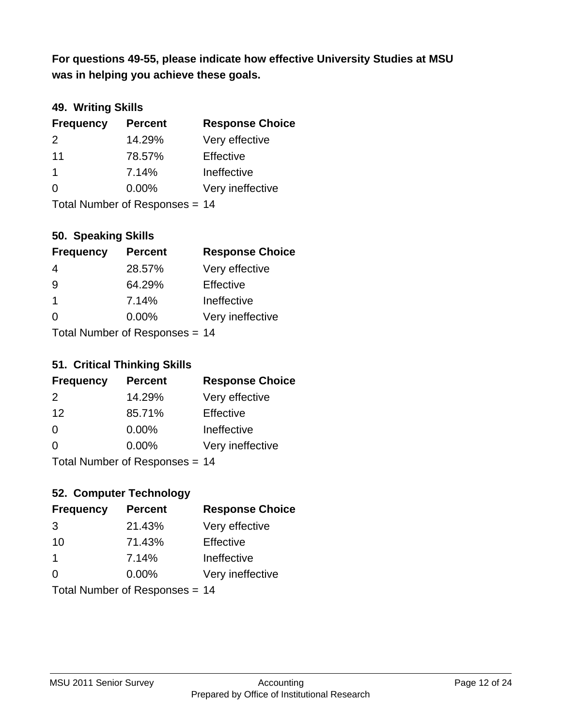**For questions 49-55, please indicate how effective University Studies at MSU was in helping you achieve these goals.**

### 49. Writing Skills

| Frequency | Percent | Response Choice |
|---|---|---|
| 2 | 14.29% | Very effective |
| 11 | 78.57% | Effective |
| 1 | 7.14% | Ineffective |
| 0 | 0.00% | Very ineffective |

Total Number of Responses = 14

### 50. Speaking Skills

| Frequency | Percent | Response Choice |
|---|---|---|
| 4 | 28.57% | Very effective |
| 9 | 64.29% | Effective |
| 1 | 7.14% | Ineffective |
| 0 | 0.00% | Very ineffective |

Total Number of Responses = 14

### 51. Critical Thinking Skills

| Frequency | Percent | Response Choice |
|---|---|---|
| 2 | 14.29% | Very effective |
| 12 | 85.71% | Effective |
| 0 | 0.00% | Ineffective |
| 0 | 0.00% | Very ineffective |

Total Number of Responses = 14

### 52. Computer Technology

| Frequency | Percent | Response Choice |
|---|---|---|
| 3 | 21.43% | Very effective |
| 10 | 71.43% | Effective |
| 1 | 7.14% | Ineffective |
| 0 | 0.00% | Very ineffective |

Total Number of Responses = 14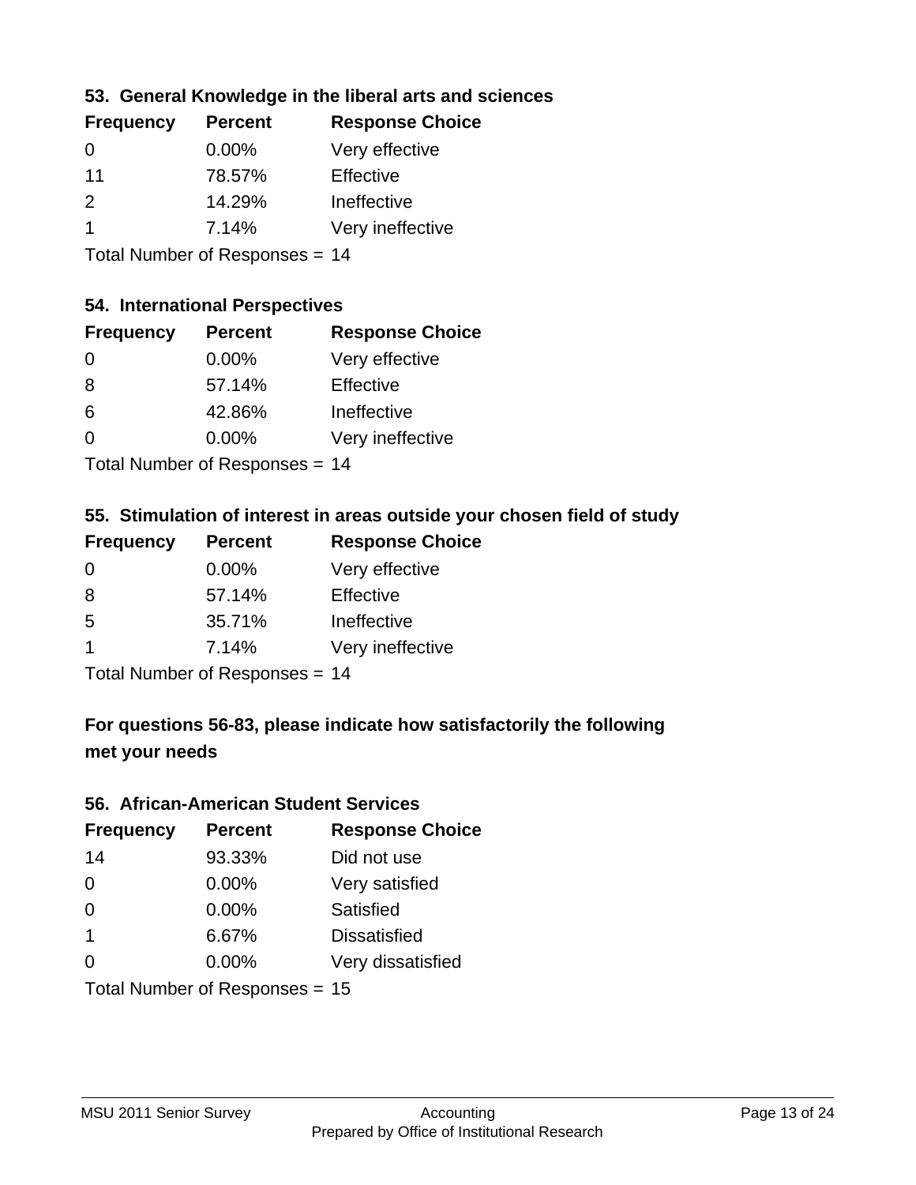### 53. General Knowledge in the liberal arts and sciences

| Frequency | Percent | Response Choice |
|---|---|---|
| 0 | 0.00% | Very effective |
| 11 | 78.57% | Effective |
| 2 | 14.29% | Ineffective |
| 1 | 7.14% | Very ineffective |

Total Number of Responses = 14

### 54. International Perspectives

| Frequency | Percent | Response Choice |
|---|---|---|
| 0 | 0.00% | Very effective |
| 8 | 57.14% | Effective |
| 6 | 42.86% | Ineffective |
| 0 | 0.00% | Very ineffective |

Total Number of Responses = 14

### 55. Stimulation of interest in areas outside your chosen field of study

| Frequency | Percent | Response Choice |
|---|---|---|
| 0 | 0.00% | Very effective |
| 8 | 57.14% | Effective |
| 5 | 35.71% | Ineffective |
| 1 | 7.14% | Very ineffective |

Total Number of Responses = 14

## For questions 56-83, please indicate how satisfactorily the following met your needs

### 56. African-American Student Services

| Frequency | Percent | Response Choice |
|---|---|---|
| 14 | 93.33% | Did not use |
| 0 | 0.00% | Very satisfied |
| 0 | 0.00% | Satisfied |
| 1 | 6.67% | Dissatisfied |
| 0 | 0.00% | Very dissatisfied |

Total Number of Responses = 15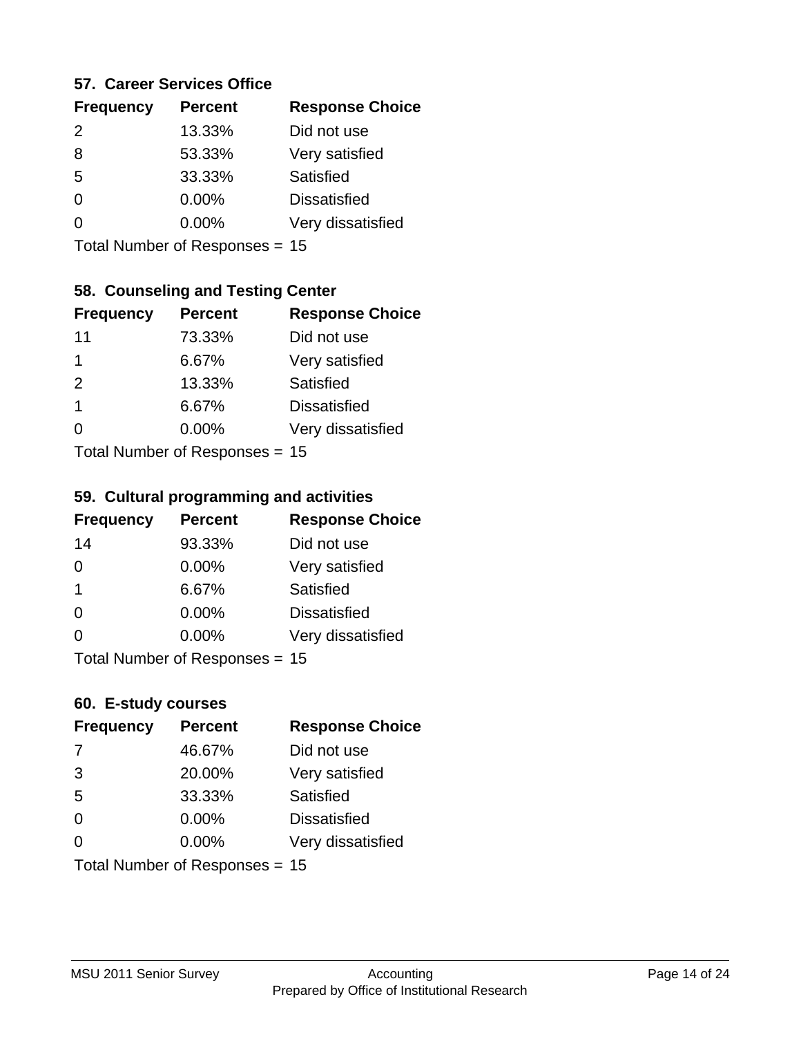### 57. Career Services Office

| Frequency | Percent | Response Choice |
|---|---|---|
| 2 | 13.33% | Did not use |
| 8 | 53.33% | Very satisfied |
| 5 | 33.33% | Satisfied |
| 0 | 0.00% | Dissatisfied |
| 0 | 0.00% | Very dissatisfied |

Total Number of Responses = 15

### 58. Counseling and Testing Center

| Frequency | Percent | Response Choice |
|---|---|---|
| 11 | 73.33% | Did not use |
| 1 | 6.67% | Very satisfied |
| 2 | 13.33% | Satisfied |
| 1 | 6.67% | Dissatisfied |
| 0 | 0.00% | Very dissatisfied |

Total Number of Responses = 15

### 59. Cultural programming and activities

| Frequency | Percent | Response Choice |
|---|---|---|
| 14 | 93.33% | Did not use |
| 0 | 0.00% | Very satisfied |
| 1 | 6.67% | Satisfied |
| 0 | 0.00% | Dissatisfied |
| 0 | 0.00% | Very dissatisfied |

Total Number of Responses = 15

### 60. E-study courses

| Frequency | Percent | Response Choice |
|---|---|---|
| 7 | 46.67% | Did not use |
| 3 | 20.00% | Very satisfied |
| 5 | 33.33% | Satisfied |
| 0 | 0.00% | Dissatisfied |
| 0 | 0.00% | Very dissatisfied |

Total Number of Responses = 15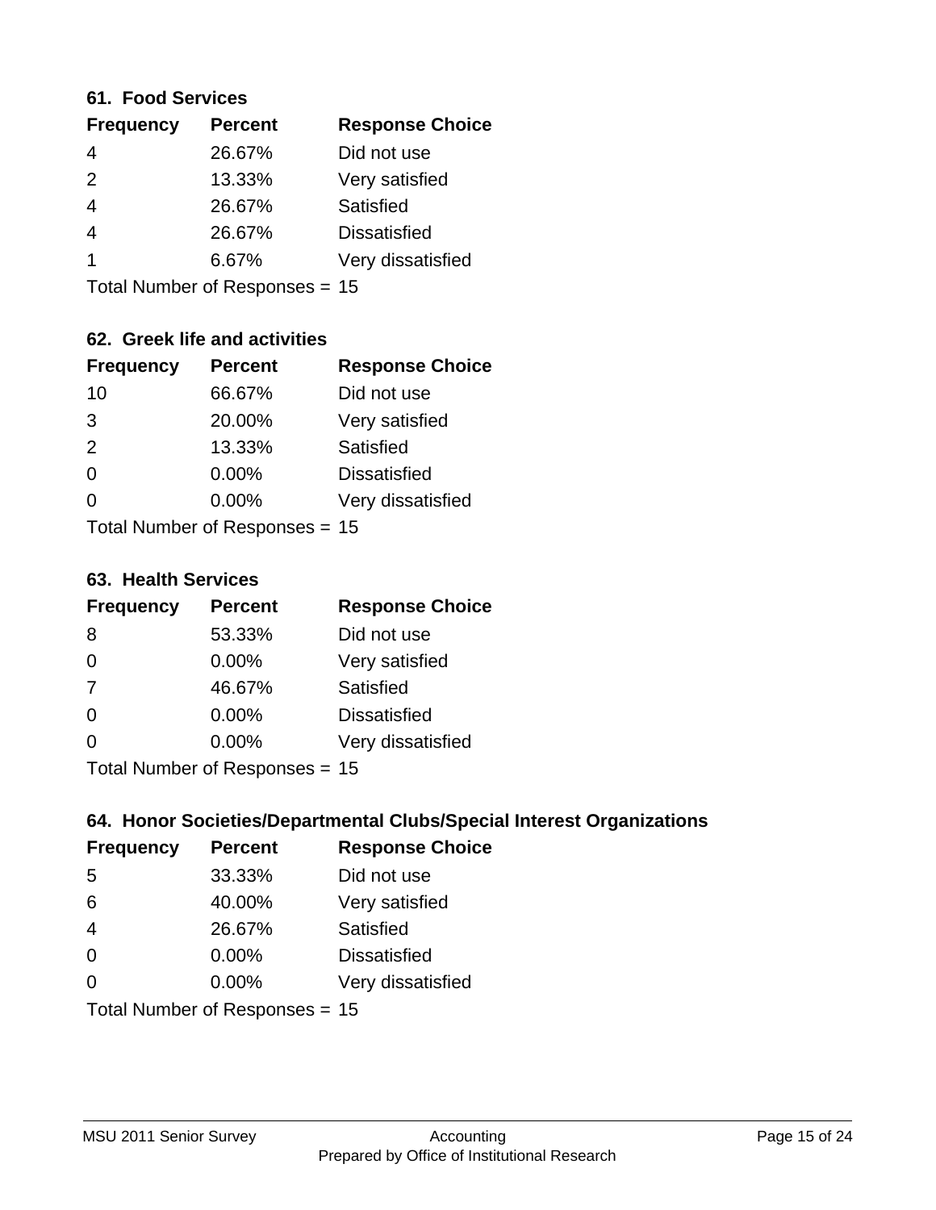### 61. Food Services

| Frequency | Percent | Response Choice |
|---|---|---|
| 4 | 26.67% | Did not use |
| 2 | 13.33% | Very satisfied |
| 4 | 26.67% | Satisfied |
| 4 | 26.67% | Dissatisfied |
| 1 | 6.67% | Very dissatisfied |

Total Number of Responses = 15

### 62. Greek life and activities

| Frequency | Percent | Response Choice |
|---|---|---|
| 10 | 66.67% | Did not use |
| 3 | 20.00% | Very satisfied |
| 2 | 13.33% | Satisfied |
| 0 | 0.00% | Dissatisfied |
| 0 | 0.00% | Very dissatisfied |

Total Number of Responses = 15

### 63. Health Services

| Frequency | Percent | Response Choice |
|---|---|---|
| 8 | 53.33% | Did not use |
| 0 | 0.00% | Very satisfied |
| 7 | 46.67% | Satisfied |
| 0 | 0.00% | Dissatisfied |
| 0 | 0.00% | Very dissatisfied |

Total Number of Responses = 15

### 64. Honor Societies/Departmental Clubs/Special Interest Organizations

| Frequency | Percent | Response Choice |
|---|---|---|
| 5 | 33.33% | Did not use |
| 6 | 40.00% | Very satisfied |
| 4 | 26.67% | Satisfied |
| 0 | 0.00% | Dissatisfied |
| 0 | 0.00% | Very dissatisfied |

Total Number of Responses = 15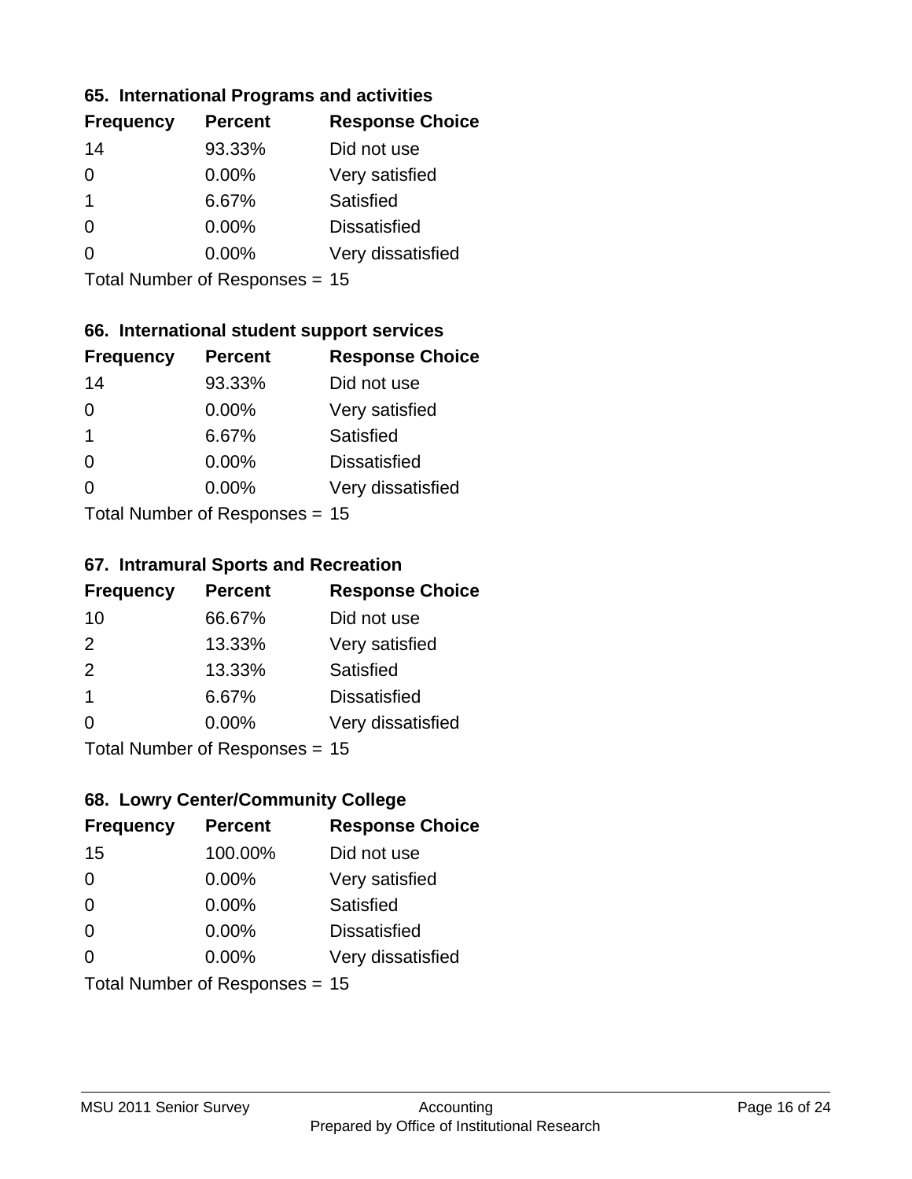### 65. International Programs and activities

| Frequency | Percent | Response Choice |
|---|---|---|
| 14 | 93.33% | Did not use |
| 0 | 0.00% | Very satisfied |
| 1 | 6.67% | Satisfied |
| 0 | 0.00% | Dissatisfied |
| 0 | 0.00% | Very dissatisfied |

Total Number of Responses = 15

### 66. International student support services

| Frequency | Percent | Response Choice |
|---|---|---|
| 14 | 93.33% | Did not use |
| 0 | 0.00% | Very satisfied |
| 1 | 6.67% | Satisfied |
| 0 | 0.00% | Dissatisfied |
| 0 | 0.00% | Very dissatisfied |

Total Number of Responses = 15

### 67. Intramural Sports and Recreation

| Frequency | Percent | Response Choice |
|---|---|---|
| 10 | 66.67% | Did not use |
| 2 | 13.33% | Very satisfied |
| 2 | 13.33% | Satisfied |
| 1 | 6.67% | Dissatisfied |
| 0 | 0.00% | Very dissatisfied |

Total Number of Responses = 15

### 68. Lowry Center/Community College

| Frequency | Percent | Response Choice |
|---|---|---|
| 15 | 100.00% | Did not use |
| 0 | 0.00% | Very satisfied |
| 0 | 0.00% | Satisfied |
| 0 | 0.00% | Dissatisfied |
| 0 | 0.00% | Very dissatisfied |

Total Number of Responses = 15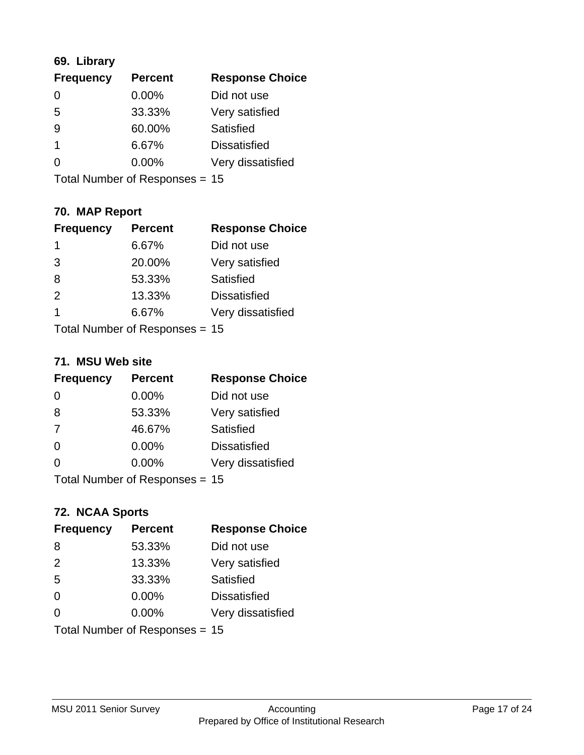### 69. Library

| Frequency | Percent | Response Choice |
|---|---|---|
| 0 | 0.00% | Did not use |
| 5 | 33.33% | Very satisfied |
| 9 | 60.00% | Satisfied |
| 1 | 6.67% | Dissatisfied |
| 0 | 0.00% | Very dissatisfied |

Total Number of Responses = 15

### 70. MAP Report

| Frequency | Percent | Response Choice |
|---|---|---|
| 1 | 6.67% | Did not use |
| 3 | 20.00% | Very satisfied |
| 8 | 53.33% | Satisfied |
| 2 | 13.33% | Dissatisfied |
| 1 | 6.67% | Very dissatisfied |

Total Number of Responses = 15

### 71. MSU Web site

| Frequency | Percent | Response Choice |
|---|---|---|
| 0 | 0.00% | Did not use |
| 8 | 53.33% | Very satisfied |
| 7 | 46.67% | Satisfied |
| 0 | 0.00% | Dissatisfied |
| 0 | 0.00% | Very dissatisfied |

Total Number of Responses = 15

### 72. NCAA Sports

| Frequency | Percent | Response Choice |
|---|---|---|
| 8 | 53.33% | Did not use |
| 2 | 13.33% | Very satisfied |
| 5 | 33.33% | Satisfied |
| 0 | 0.00% | Dissatisfied |
| 0 | 0.00% | Very dissatisfied |

Total Number of Responses = 15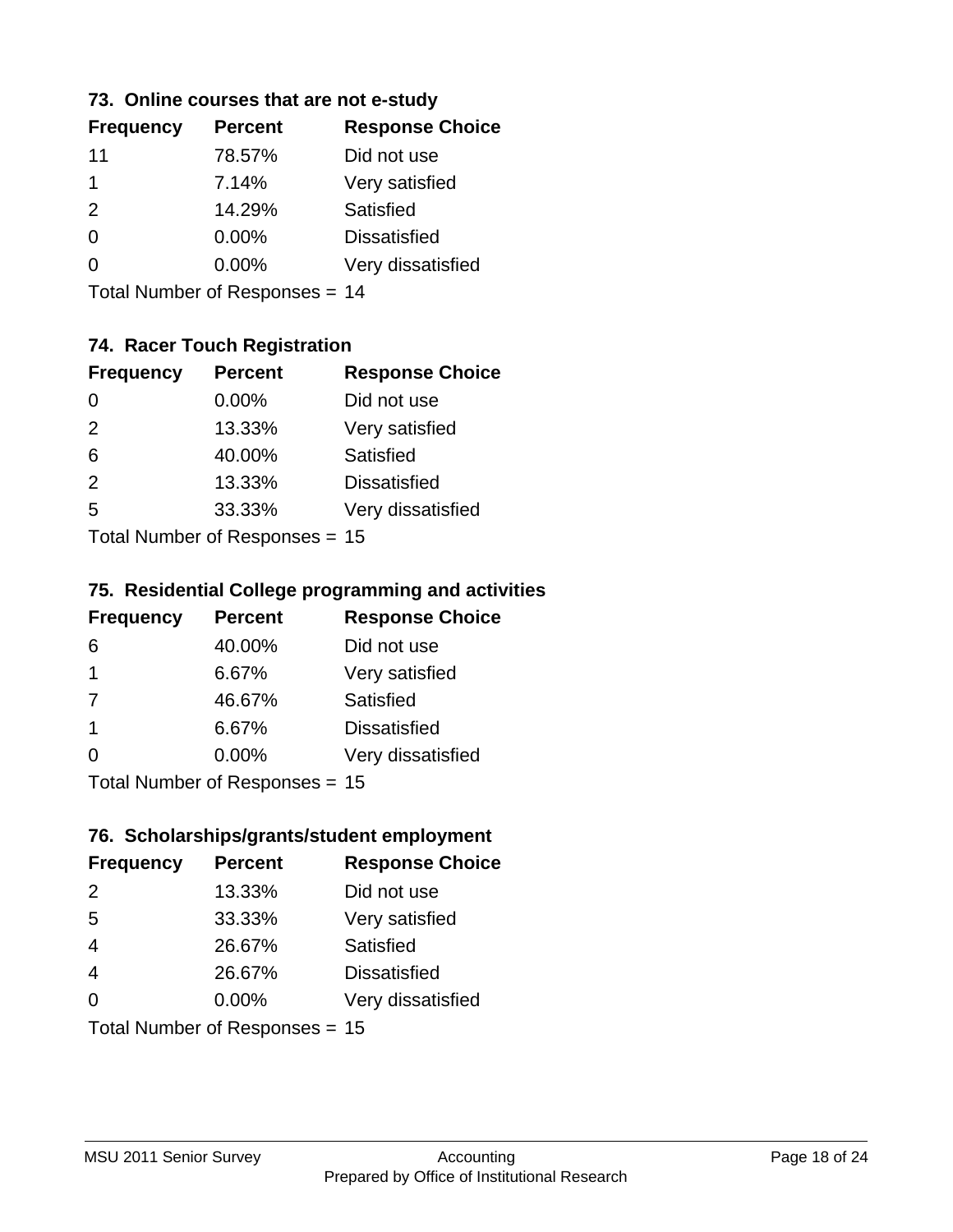### 73. Online courses that are not e-study

| Frequency | Percent | Response Choice |
|---|---|---|
| 11 | 78.57% | Did not use |
| 1 | 7.14% | Very satisfied |
| 2 | 14.29% | Satisfied |
| 0 | 0.00% | Dissatisfied |
| 0 | 0.00% | Very dissatisfied |

Total Number of Responses = 14

### 74. Racer Touch Registration

| Frequency | Percent | Response Choice |
|---|---|---|
| 0 | 0.00% | Did not use |
| 2 | 13.33% | Very satisfied |
| 6 | 40.00% | Satisfied |
| 2 | 13.33% | Dissatisfied |
| 5 | 33.33% | Very dissatisfied |

Total Number of Responses = 15

### 75. Residential College programming and activities

| Frequency | Percent | Response Choice |
|---|---|---|
| 6 | 40.00% | Did not use |
| 1 | 6.67% | Very satisfied |
| 7 | 46.67% | Satisfied |
| 1 | 6.67% | Dissatisfied |
| 0 | 0.00% | Very dissatisfied |

Total Number of Responses = 15

### 76. Scholarships/grants/student employment

| Frequency | Percent | Response Choice |
|---|---|---|
| 2 | 13.33% | Did not use |
| 5 | 33.33% | Very satisfied |
| 4 | 26.67% | Satisfied |
| 4 | 26.67% | Dissatisfied |
| 0 | 0.00% | Very dissatisfied |

Total Number of Responses = 15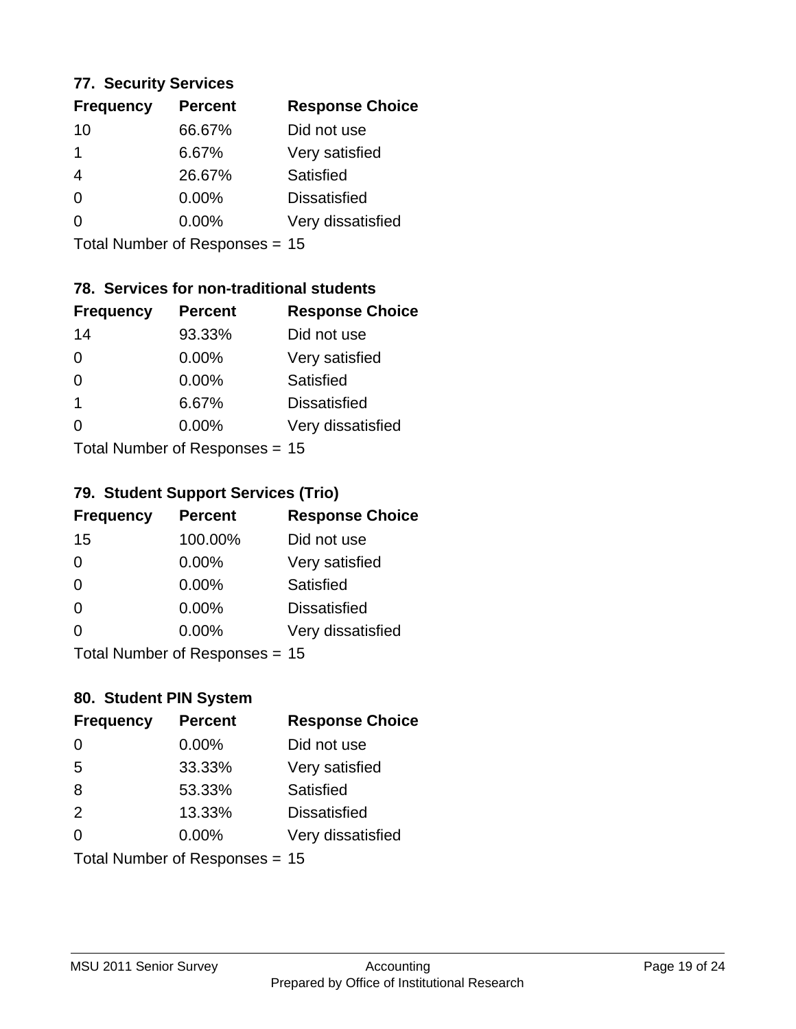### 77. Security Services

| Frequency | Percent | Response Choice |
|---|---|---|
| 10 | 66.67% | Did not use |
| 1 | 6.67% | Very satisfied |
| 4 | 26.67% | Satisfied |
| 0 | 0.00% | Dissatisfied |
| 0 | 0.00% | Very dissatisfied |

Total Number of Responses = 15

### 78. Services for non-traditional students

| Frequency | Percent | Response Choice |
|---|---|---|
| 14 | 93.33% | Did not use |
| 0 | 0.00% | Very satisfied |
| 0 | 0.00% | Satisfied |
| 1 | 6.67% | Dissatisfied |
| 0 | 0.00% | Very dissatisfied |

Total Number of Responses = 15

### 79. Student Support Services (Trio)

| Frequency | Percent | Response Choice |
|---|---|---|
| 15 | 100.00% | Did not use |
| 0 | 0.00% | Very satisfied |
| 0 | 0.00% | Satisfied |
| 0 | 0.00% | Dissatisfied |
| 0 | 0.00% | Very dissatisfied |

Total Number of Responses = 15

### 80. Student PIN System

| Frequency | Percent | Response Choice |
|---|---|---|
| 0 | 0.00% | Did not use |
| 5 | 33.33% | Very satisfied |
| 8 | 53.33% | Satisfied |
| 2 | 13.33% | Dissatisfied |
| 0 | 0.00% | Very dissatisfied |

Total Number of Responses = 15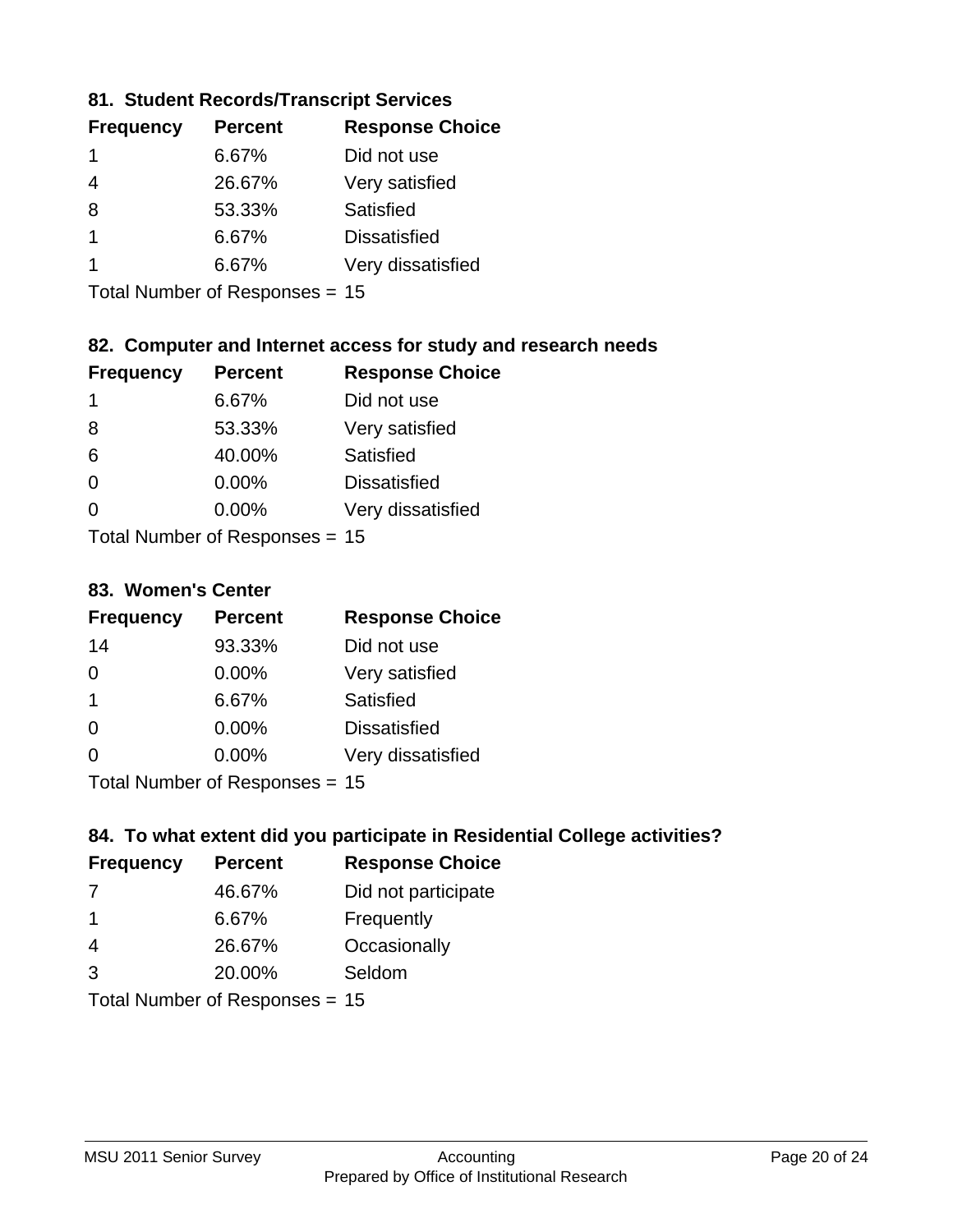### 81. Student Records/Transcript Services

| Frequency | Percent | Response Choice |
|---|---|---|
| 1 | 6.67% | Did not use |
| 4 | 26.67% | Very satisfied |
| 8 | 53.33% | Satisfied |
| 1 | 6.67% | Dissatisfied |
| 1 | 6.67% | Very dissatisfied |

Total Number of Responses = 15

### 82. Computer and Internet access for study and research needs

| Frequency | Percent | Response Choice |
|---|---|---|
| 1 | 6.67% | Did not use |
| 8 | 53.33% | Very satisfied |
| 6 | 40.00% | Satisfied |
| 0 | 0.00% | Dissatisfied |
| 0 | 0.00% | Very dissatisfied |

Total Number of Responses = 15

### 83. Women's Center

| Frequency | Percent | Response Choice |
|---|---|---|
| 14 | 93.33% | Did not use |
| 0 | 0.00% | Very satisfied |
| 1 | 6.67% | Satisfied |
| 0 | 0.00% | Dissatisfied |
| 0 | 0.00% | Very dissatisfied |

Total Number of Responses = 15

### 84. To what extent did you participate in Residential College activities?

| Frequency | Percent | Response Choice |
|---|---|---|
| 7 | 46.67% | Did not participate |
| 1 | 6.67% | Frequently |
| 4 | 26.67% | Occasionally |
| 3 | 20.00% | Seldom |

Total Number of Responses = 15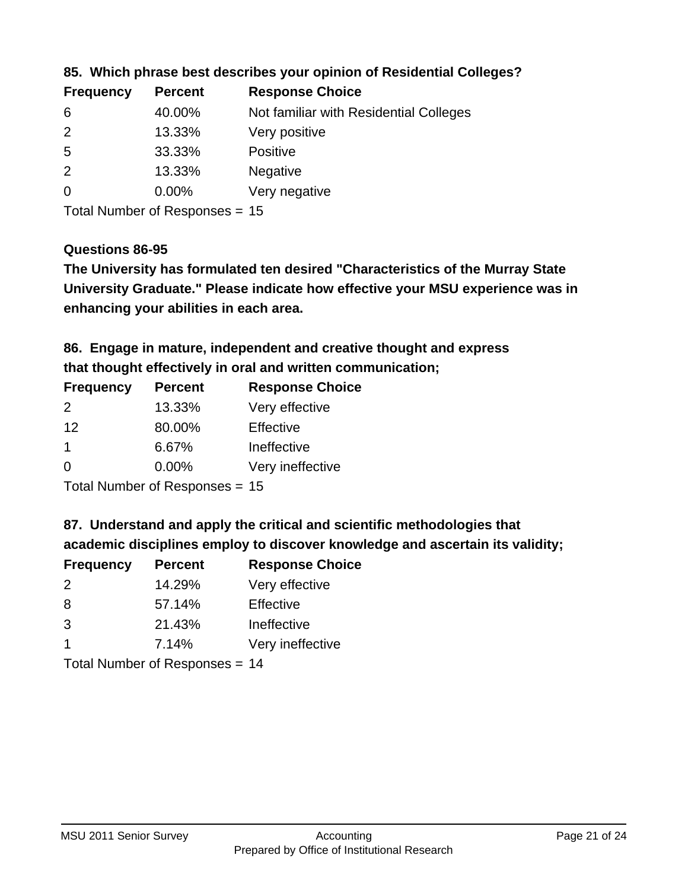**85. Which phrase best describes your opinion of Residential Colleges?**

| Frequency | Percent | Response Choice |
| --- | --- | --- |
| 6 | 40.00% | Not familiar with Residential Colleges |
| 2 | 13.33% | Very positive |
| 5 | 33.33% | Positive |
| 2 | 13.33% | Negative |
| 0 | 0.00% | Very negative |

Total Number of Responses = 15

**Questions 86-95**

**The University has formulated ten desired "Characteristics of the Murray State University Graduate." Please indicate how effective your MSU experience was in enhancing your abilities in each area.**

**86. Engage in mature, independent and creative thought and express that thought effectively in oral and written communication;**

| Frequency | Percent | Response Choice |
| --- | --- | --- |
| 2 | 13.33% | Very effective |
| 12 | 80.00% | Effective |
| 1 | 6.67% | Ineffective |
| 0 | 0.00% | Very ineffective |

Total Number of Responses = 15

**87. Understand and apply the critical and scientific methodologies that academic disciplines employ to discover knowledge and ascertain its validity;**

| Frequency | Percent | Response Choice |
| --- | --- | --- |
| 2 | 14.29% | Very effective |
| 8 | 57.14% | Effective |
| 3 | 21.43% | Ineffective |
| 1 | 7.14% | Very ineffective |

Total Number of Responses = 14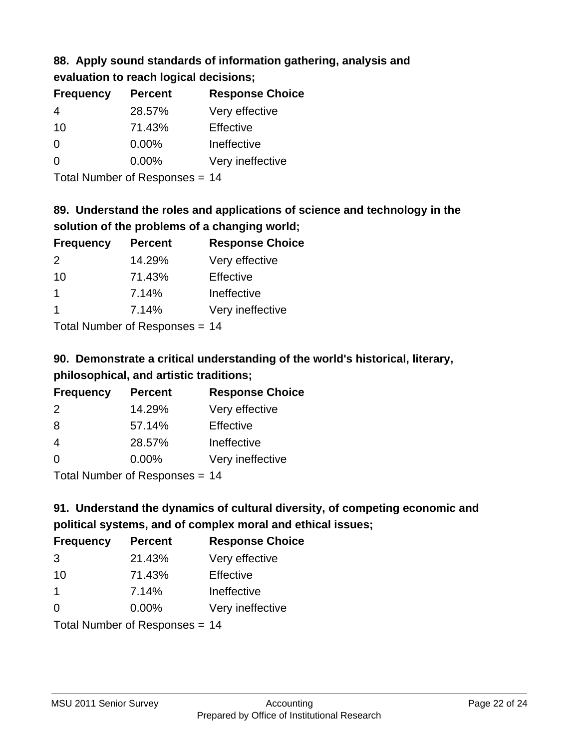### 88. Apply sound standards of information gathering, analysis and evaluation to reach logical decisions;

| Frequency | Percent | Response Choice |
|---|---|---|
| 4 | 28.57% | Very effective |
| 10 | 71.43% | Effective |
| 0 | 0.00% | Ineffective |
| 0 | 0.00% | Very ineffective |

Total Number of Responses = 14

### 89. Understand the roles and applications of science and technology in the solution of the problems of a changing world;

| Frequency | Percent | Response Choice |
|---|---|---|
| 2 | 14.29% | Very effective |
| 10 | 71.43% | Effective |
| 1 | 7.14% | Ineffective |
| 1 | 7.14% | Very ineffective |

Total Number of Responses = 14

### 90. Demonstrate a critical understanding of the world's historical, literary, philosophical, and artistic traditions;

| Frequency | Percent | Response Choice |
|---|---|---|
| 2 | 14.29% | Very effective |
| 8 | 57.14% | Effective |
| 4 | 28.57% | Ineffective |
| 0 | 0.00% | Very ineffective |

Total Number of Responses = 14

### 91. Understand the dynamics of cultural diversity, of competing economic and political systems, and of complex moral and ethical issues;

| Frequency | Percent | Response Choice |
|---|---|---|
| 3 | 21.43% | Very effective |
| 10 | 71.43% | Effective |
| 1 | 7.14% | Ineffective |
| 0 | 0.00% | Very ineffective |

Total Number of Responses = 14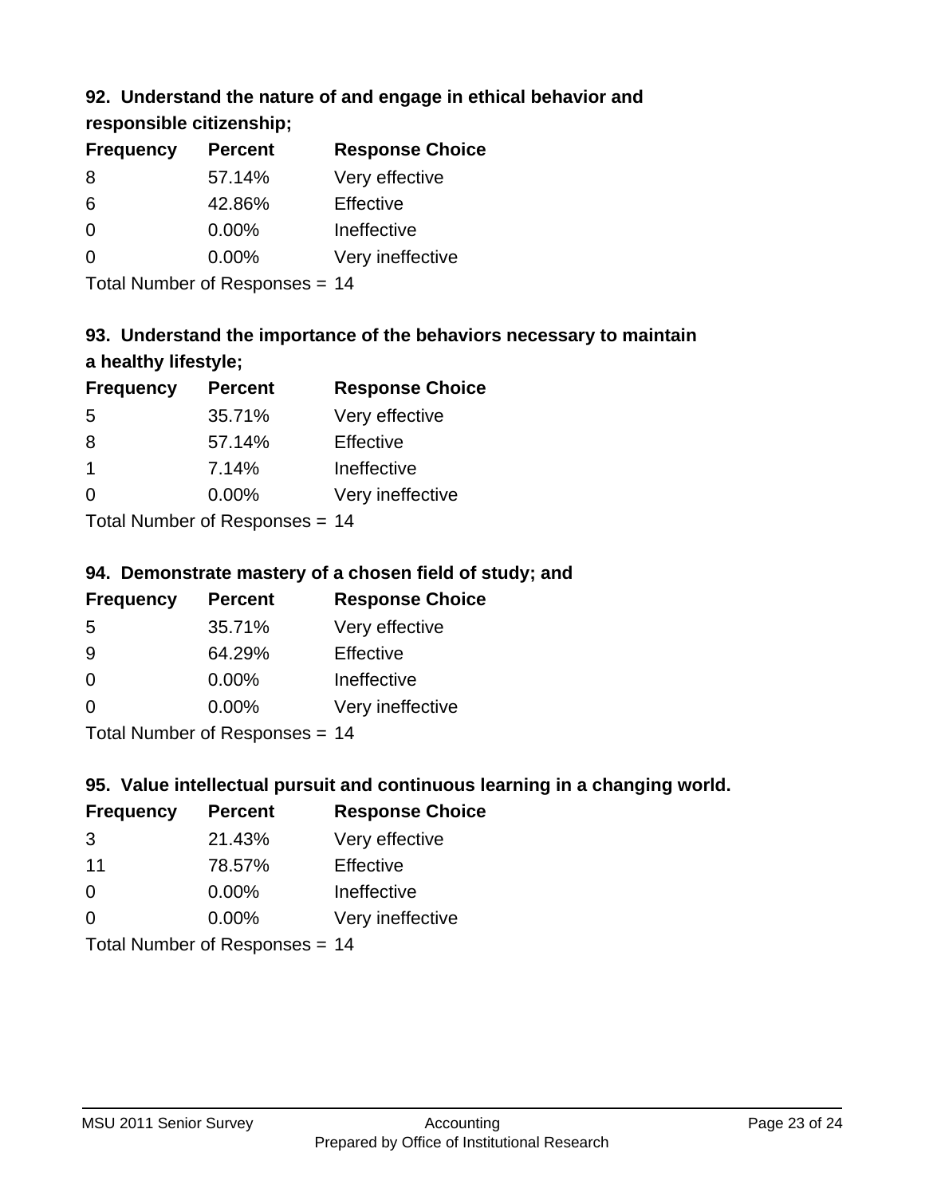### 92. Understand the nature of and engage in ethical behavior and responsible citizenship;

| Frequency | Percent | Response Choice |
|---|---|---|
| 8 | 57.14% | Very effective |
| 6 | 42.86% | Effective |
| 0 | 0.00% | Ineffective |
| 0 | 0.00% | Very ineffective |

Total Number of Responses = 14

### 93. Understand the importance of the behaviors necessary to maintain a healthy lifestyle;

| Frequency | Percent | Response Choice |
|---|---|---|
| 5 | 35.71% | Very effective |
| 8 | 57.14% | Effective |
| 1 | 7.14% | Ineffective |
| 0 | 0.00% | Very ineffective |

Total Number of Responses = 14

### 94. Demonstrate mastery of a chosen field of study; and

| Frequency | Percent | Response Choice |
|---|---|---|
| 5 | 35.71% | Very effective |
| 9 | 64.29% | Effective |
| 0 | 0.00% | Ineffective |
| 0 | 0.00% | Very ineffective |

Total Number of Responses = 14

### 95. Value intellectual pursuit and continuous learning in a changing world.

| Frequency | Percent | Response Choice |
|---|---|---|
| 3 | 21.43% | Very effective |
| 11 | 78.57% | Effective |
| 0 | 0.00% | Ineffective |
| 0 | 0.00% | Very ineffective |

Total Number of Responses = 14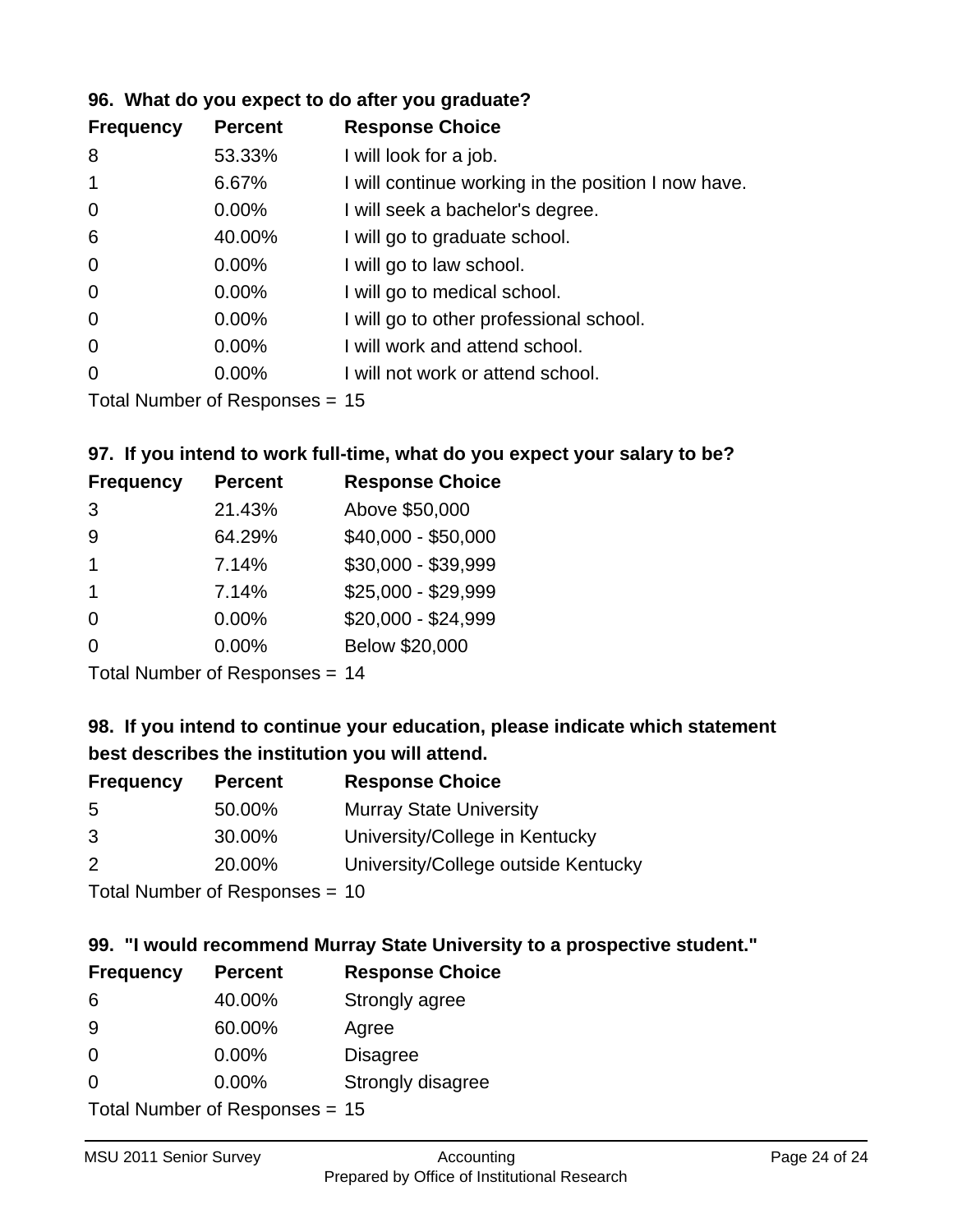### 96. What do you expect to do after you graduate?

| Frequency | Percent | Response Choice |
|---|---|---|
| 8 | 53.33% | I will look for a job. |
| 1 | 6.67% | I will continue working in the position I now have. |
| 0 | 0.00% | I will seek a bachelor's degree. |
| 6 | 40.00% | I will go to graduate school. |
| 0 | 0.00% | I will go to law school. |
| 0 | 0.00% | I will go to medical school. |
| 0 | 0.00% | I will go to other professional school. |
| 0 | 0.00% | I will work and attend school. |
| 0 | 0.00% | I will not work or attend school. |

Total Number of Responses = 15

### 97. If you intend to work full-time, what do you expect your salary to be?

| Frequency | Percent | Response Choice |
|---|---|---|
| 3 | 21.43% | Above $50,000 |
| 9 | 64.29% | $40,000 - $50,000 |
| 1 | 7.14% | $30,000 - $39,999 |
| 1 | 7.14% | $25,000 - $29,999 |
| 0 | 0.00% | $20,000 - $24,999 |
| 0 | 0.00% | Below $20,000 |

Total Number of Responses = 14

### 98. If you intend to continue your education, please indicate which statement best describes the institution you will attend.

| Frequency | Percent | Response Choice |
|---|---|---|
| 5 | 50.00% | Murray State University |
| 3 | 30.00% | University/College in Kentucky |
| 2 | 20.00% | University/College outside Kentucky |

Total Number of Responses = 10

### 99. "I would recommend Murray State University to a prospective student."

| Frequency | Percent | Response Choice |
|---|---|---|
| 6 | 40.00% | Strongly agree |
| 9 | 60.00% | Agree |
| 0 | 0.00% | Disagree |
| 0 | 0.00% | Strongly disagree |

Total Number of Responses = 15